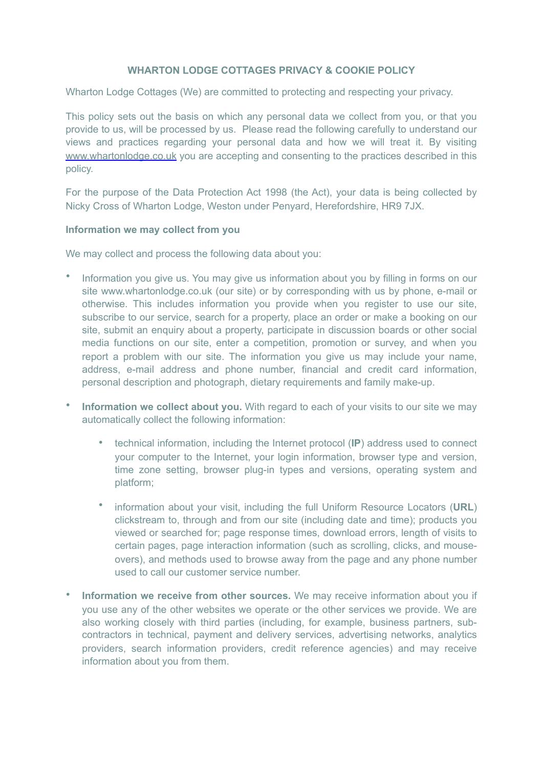# WHARTON LODGE COTTAGES PRIVACY & COOKIE POLICY

Wharton Lodge Cottages (We) are committed to protecting and respecting your privacy.

This policy sets out the basis on which any personal data we collect from you, or that you provide to us, will be processed by us. Please read the following carefully to understand our views and practices regarding your personal data and how we will treat it. By visiting [www.whartonlodge.co.uk](http://www.whartonlodge.co.uk) you are accepting and consenting to the practices described in this policy.

For the purpose of the Data Protection Act 1998 (the Act), your data is being collected by Nicky Cross of Wharton Lodge, Weston under Penyard, Herefordshire, HR9 7JX.

**Information we may collect from you**

We may collect and process the following data about you:

- Information you give us. You may give us information about you by filling in forms on our site www.whartonlodge.co.uk (our site) or by corresponding with us by phone, e-mail or otherwise. This includes information you provide when you register to use our site, subscribe to our service, search for a property, place an order or make a booking on our site, submit an enquiry about a property, participate in discussion boards or other social media functions on our site, enter a competition, promotion or survey, and when you report a problem with our site. The information you give us may include your name, address, e-mail address and phone number, financial and credit card information, personal description and photograph, dietary requirements and family make-up.
- **Information we collect about you.** With regard to each of your visits to our site we may automatically collect the following information:
    - technical information, including the Internet protocol (**IP**) address used to connect your computer to the Internet, your login information, browser type and version, time zone setting, browser plug-in types and versions, operating system and platform;
    - information about your visit, including the full Uniform Resource Locators (**URL**) clickstream to, through and from our site (including date and time); products you viewed or searched for; page response times, download errors, length of visits to certain pages, page interaction information (such as scrolling, clicks, and mouse-overs), and methods used to browse away from the page and any phone number used to call our customer service number.
- **Information we receive from other sources.** We may receive information about you if you use any of the other websites we operate or the other services we provide. We are also working closely with third parties (including, for example, business partners, sub-contractors in technical, payment and delivery services, advertising networks, analytics providers, search information providers, credit reference agencies) and may receive information about you from them.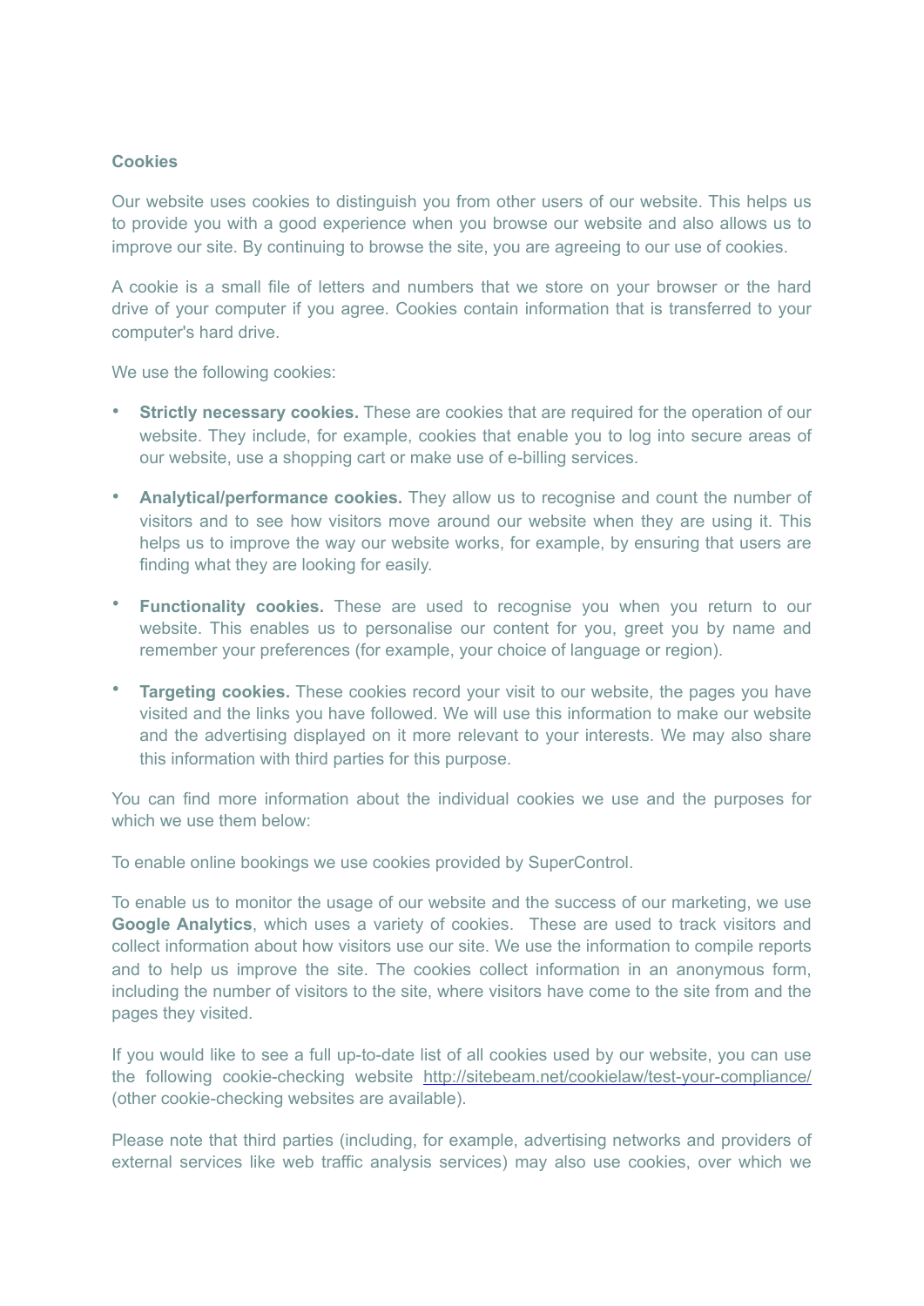**Cookies**

Our website uses cookies to distinguish you from other users of our website. This helps us to provide you with a good experience when you browse our website and also allows us to improve our site. By continuing to browse the site, you are agreeing to our use of cookies.

A cookie is a small file of letters and numbers that we store on your browser or the hard drive of your computer if you agree. Cookies contain information that is transferred to your computer's hard drive.

We use the following cookies:

- **Strictly necessary cookies.** These are cookies that are required for the operation of our website. They include, for example, cookies that enable you to log into secure areas of our website, use a shopping cart or make use of e-billing services.
- **Analytical/performance cookies.** They allow us to recognise and count the number of visitors and to see how visitors move around our website when they are using it. This helps us to improve the way our website works, for example, by ensuring that users are finding what they are looking for easily.
- **Functionality cookies.** These are used to recognise you when you return to our website. This enables us to personalise our content for you, greet you by name and remember your preferences (for example, your choice of language or region).
- **Targeting cookies.** These cookies record your visit to our website, the pages you have visited and the links you have followed. We will use this information to make our website and the advertising displayed on it more relevant to your interests. We may also share this information with third parties for this purpose.

You can find more information about the individual cookies we use and the purposes for which we use them below:

To enable online bookings we use cookies provided by SuperControl.

To enable us to monitor the usage of our website and the success of our marketing, we use **Google Analytics**, which uses a variety of cookies. These are used to track visitors and collect information about how visitors use our site. We use the information to compile reports and to help us improve the site. The cookies collect information in an anonymous form, including the number of visitors to the site, where visitors have come to the site from and the pages they visited.

If you would like to see a full up-to-date list of all cookies used by our website, you can use the following cookie-checking website http://sitebeam.net/cookielaw/test-your-compliance/ (other cookie-checking websites are available).

Please note that third parties (including, for example, advertising networks and providers of external services like web traffic analysis services) may also use cookies, over which we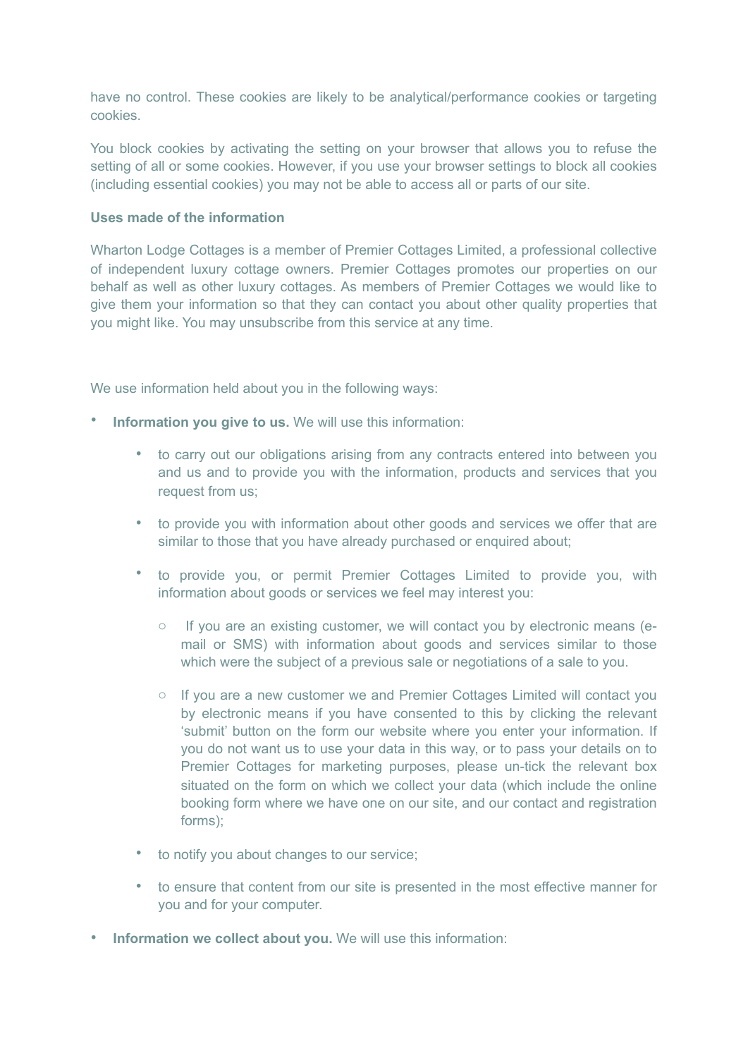have no control. These cookies are likely to be analytical/performance cookies or targeting cookies.

You block cookies by activating the setting on your browser that allows you to refuse the setting of all or some cookies. However, if you use your browser settings to block all cookies (including essential cookies) you may not be able to access all or parts of our site.

**Uses made of the information**

Wharton Lodge Cottages is a member of Premier Cottages Limited, a professional collective of independent luxury cottage owners. Premier Cottages promotes our properties on our behalf as well as other luxury cottages. As members of Premier Cottages we would like to give them your information so that they can contact you about other quality properties that you might like. You may unsubscribe from this service at any time.

We use information held about you in the following ways:

- **Information you give to us.** We will use this information:
  - to carry out our obligations arising from any contracts entered into between you and us and to provide you with the information, products and services that you request from us;
  - to provide you with information about other goods and services we offer that are similar to those that you have already purchased or enquired about;
  - to provide you, or permit Premier Cottages Limited to provide you, with information about goods or services we feel may interest you:
    - If you are an existing customer, we will contact you by electronic means (e-mail or SMS) with information about goods and services similar to those which were the subject of a previous sale or negotiations of a sale to you.
    - If you are a new customer we and Premier Cottages Limited will contact you by electronic means if you have consented to this by clicking the relevant 'submit' button on the form our website where you enter your information. If you do not want us to use your data in this way, or to pass your details on to Premier Cottages for marketing purposes, please un-tick the relevant box situated on the form on which we collect your data (which include the online booking form where we have one on our site, and our contact and registration forms);
  - to notify you about changes to our service;
  - to ensure that content from our site is presented in the most effective manner for you and for your computer.
- **Information we collect about you.** We will use this information: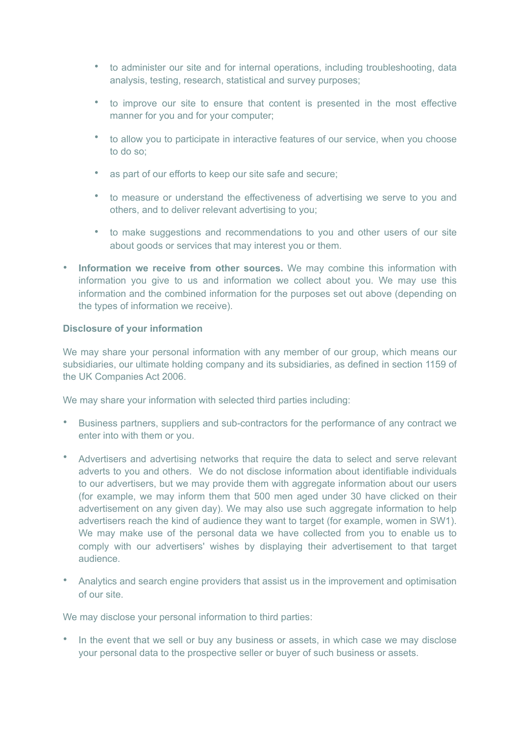- to administer our site and for internal operations, including troubleshooting, data analysis, testing, research, statistical and survey purposes;
  - to improve our site to ensure that content is presented in the most effective manner for you and for your computer;
  - to allow you to participate in interactive features of our service, when you choose to do so;
  - as part of our efforts to keep our site safe and secure;
  - to measure or understand the effectiveness of advertising we serve to you and others, and to deliver relevant advertising to you;
  - to make suggestions and recommendations to you and other users of our site about goods or services that may interest you or them.
- **Information we receive from other sources.** We may combine this information with information you give to us and information we collect about you. We may use this information and the combined information for the purposes set out above (depending on the types of information we receive).

**Disclosure of your information**

We may share your personal information with any member of our group, which means our subsidiaries, our ultimate holding company and its subsidiaries, as defined in section 1159 of the UK Companies Act 2006.

We may share your information with selected third parties including:

- Business partners, suppliers and sub-contractors for the performance of any contract we enter into with them or you.
- Advertisers and advertising networks that require the data to select and serve relevant adverts to you and others. We do not disclose information about identifiable individuals to our advertisers, but we may provide them with aggregate information about our users (for example, we may inform them that 500 men aged under 30 have clicked on their advertisement on any given day). We may also use such aggregate information to help advertisers reach the kind of audience they want to target (for example, women in SW1). We may make use of the personal data we have collected from you to enable us to comply with our advertisers' wishes by displaying their advertisement to that target audience.
- Analytics and search engine providers that assist us in the improvement and optimisation of our site.

We may disclose your personal information to third parties:

- In the event that we sell or buy any business or assets, in which case we may disclose your personal data to the prospective seller or buyer of such business or assets.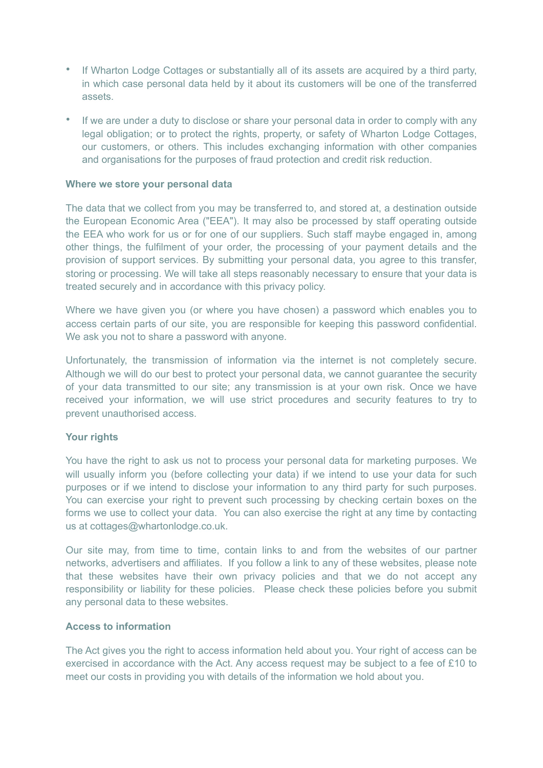- If Wharton Lodge Cottages or substantially all of its assets are acquired by a third party, in which case personal data held by it about its customers will be one of the transferred assets.
- If we are under a duty to disclose or share your personal data in order to comply with any legal obligation; or to protect the rights, property, or safety of Wharton Lodge Cottages, our customers, or others. This includes exchanging information with other companies and organisations for the purposes of fraud protection and credit risk reduction.

**Where we store your personal data**

The data that we collect from you may be transferred to, and stored at, a destination outside the European Economic Area ("EEA"). It may also be processed by staff operating outside the EEA who work for us or for one of our suppliers. Such staff maybe engaged in, among other things, the fulfilment of your order, the processing of your payment details and the provision of support services. By submitting your personal data, you agree to this transfer, storing or processing. We will take all steps reasonably necessary to ensure that your data is treated securely and in accordance with this privacy policy.

Where we have given you (or where you have chosen) a password which enables you to access certain parts of our site, you are responsible for keeping this password confidential. We ask you not to share a password with anyone.

Unfortunately, the transmission of information via the internet is not completely secure. Although we will do our best to protect your personal data, we cannot guarantee the security of your data transmitted to our site; any transmission is at your own risk. Once we have received your information, we will use strict procedures and security features to try to prevent unauthorised access.

**Your rights**

You have the right to ask us not to process your personal data for marketing purposes. We will usually inform you (before collecting your data) if we intend to use your data for such purposes or if we intend to disclose your information to any third party for such purposes. You can exercise your right to prevent such processing by checking certain boxes on the forms we use to collect your data. You can also exercise the right at any time by contacting us at cottages@whartonlodge.co.uk.

Our site may, from time to time, contain links to and from the websites of our partner networks, advertisers and affiliates. If you follow a link to any of these websites, please note that these websites have their own privacy policies and that we do not accept any responsibility or liability for these policies. Please check these policies before you submit any personal data to these websites.

**Access to information**

The Act gives you the right to access information held about you. Your right of access can be exercised in accordance with the Act. Any access request may be subject to a fee of £10 to meet our costs in providing you with details of the information we hold about you.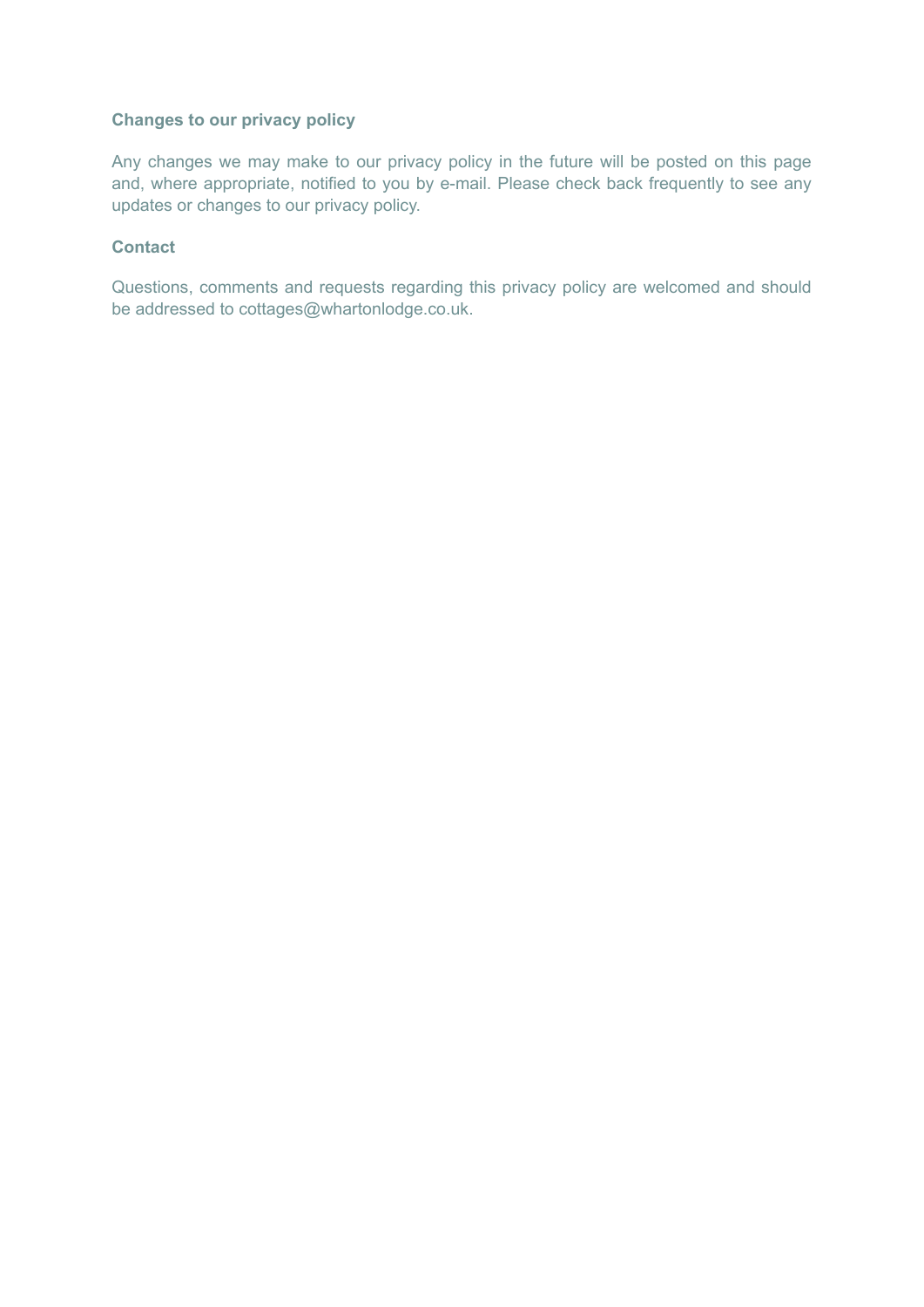**Changes to our privacy policy**

Any changes we may make to our privacy policy in the future will be posted on this page and, where appropriate, notified to you by e-mail. Please check back frequently to see any updates or changes to our privacy policy.

**Contact**

Questions, comments and requests regarding this privacy policy are welcomed and should be addressed to cottages@whartonlodge.co.uk.